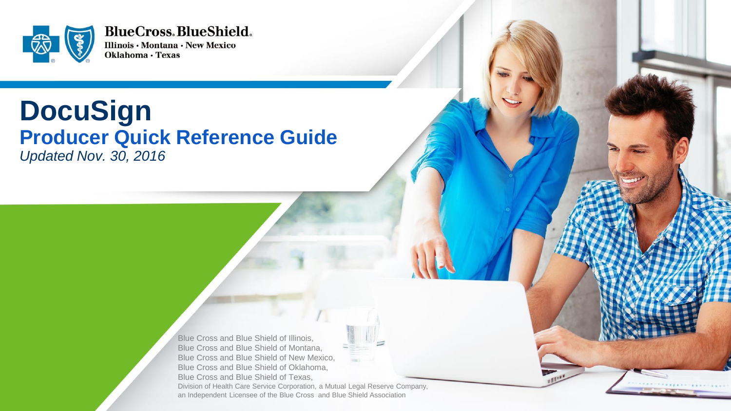BlueCross BlueShield

Illinois · Montana · New Mexico
Oklahoma · Texas

# DocuSign

## Producer Quick Reference Guide

*Updated Nov. 30, 2016*

Blue Cross and Blue Shield of Illinois,
Blue Cross and Blue Shield of Montana,
Blue Cross and Blue Shield of New Mexico,
Blue Cross and Blue Shield of Oklahoma,
Blue Cross and Blue Shield of Texas,
Division of Health Care Service Corporation, a Mutual Legal Reserve Company,
an Independent Licensee of the Blue Cross and Blue Shield Association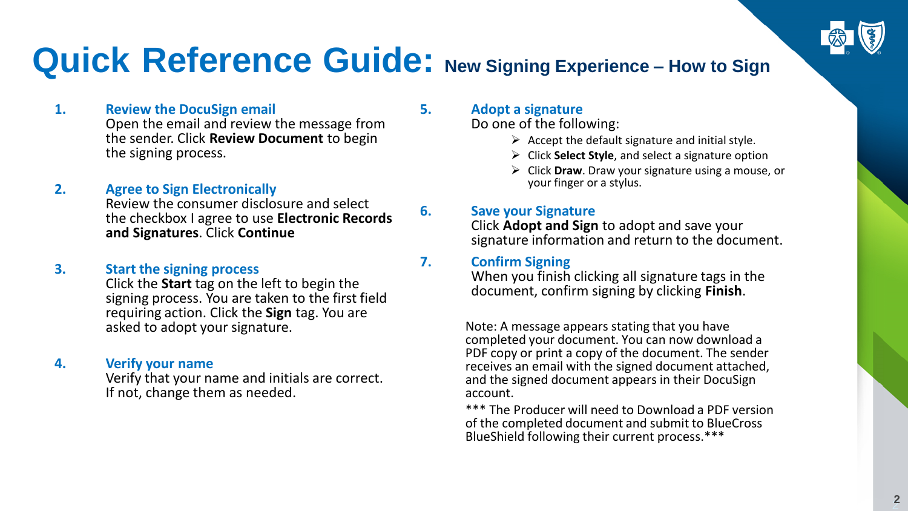# Quick Reference Guide: New Signing Experience – How to Sign

1. **Review the DocuSign email**
   Open the email and review the message from the sender. Click **Review Document** to begin the signing process.

2. **Agree to Sign Electronically**
   Review the consumer disclosure and select the checkbox I agree to use **Electronic Records and Signatures**. Click **Continue**

3. **Start the signing process**
   Click the **Start** tag on the left to begin the signing process. You are taken to the first field requiring action. Click the **Sign** tag. You are asked to adopt your signature.

4. **Verify your name**
   Verify that your name and initials are correct. If not, change them as needed.

5. **Adopt a signature**
   Do one of the following:
   - Accept the default signature and initial style.
   - Click **Select Style**, and select a signature option
   - Click **Draw**. Draw your signature using a mouse, or your finger or a stylus.

6. **Save your Signature**
   Click **Adopt and Sign** to adopt and save your signature information and return to the document.

7. **Confirm Signing**
   When you finish clicking all signature tags in the document, confirm signing by clicking **Finish**.

Note: A message appears stating that you have completed your document. You can now download a PDF copy or print a copy of the document. The sender receives an email with the signed document attached, and the signed document appears in their DocuSign account.

*** The Producer will need to Download a PDF version of the completed document and submit to BlueCross BlueShield following their current process.***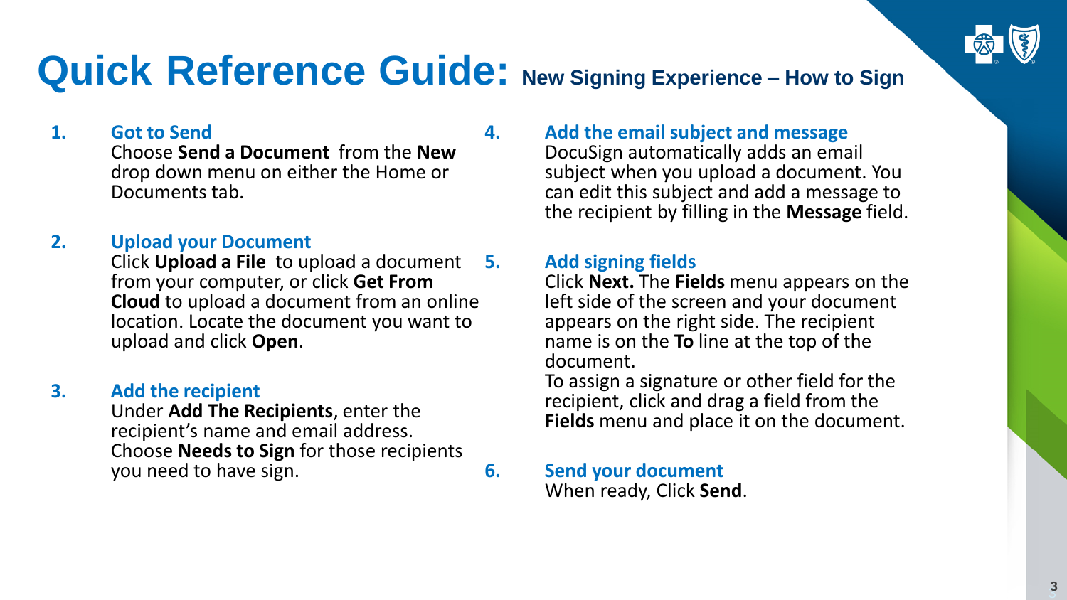# Quick Reference Guide: New Signing Experience – How to Sign

1. **Got to Send**
   Choose **Send a Document** from the **New** drop down menu on either the Home or Documents tab.

2. **Upload your Document**
   Click **Upload a File** to upload a document from your computer, or click **Get From Cloud** to upload a document from an online location. Locate the document you want to upload and click **Open**.

3. **Add the recipient**
   Under **Add The Recipients**, enter the recipient's name and email address. Choose **Needs to Sign** for those recipients you need to have sign.

4. **Add the email subject and message**
   DocuSign automatically adds an email subject when you upload a document. You can edit this subject and add a message to the recipient by filling in the **Message** field.

5. **Add signing fields**
   Click **Next.** The **Fields** menu appears on the left side of the screen and your document appears on the right side. The recipient name is on the **To** line at the top of the document.
   To assign a signature or other field for the recipient, click and drag a field from the **Fields** menu and place it on the document.

6. **Send your document**
   When ready, Click **Send**.